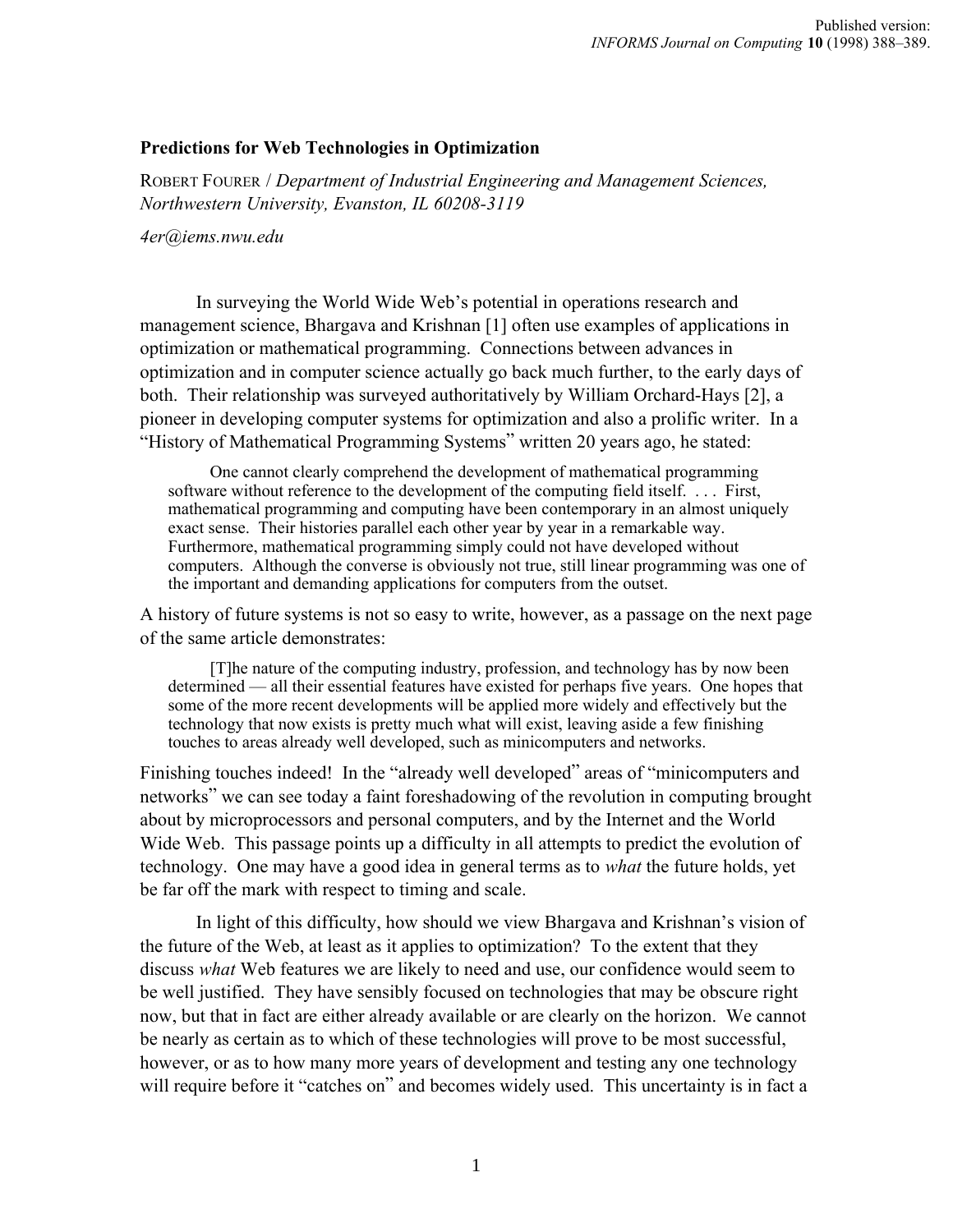Published version:
*INFORMS Journal on Computing* **10** (1998) 388–389.

### Predictions for Web Technologies in Optimization

ROBERT FOURER / *Department of Industrial Engineering and Management Sciences, Northwestern University, Evanston, IL 60208-3119*

*4er@iems.nwu.edu*

In surveying the World Wide Web's potential in operations research and management science, Bhargava and Krishnan [1] often use examples of applications in optimization or mathematical programming. Connections between advances in optimization and in computer science actually go back much further, to the early days of both. Their relationship was surveyed authoritatively by William Orchard-Hays [2], a pioneer in developing computer systems for optimization and also a prolific writer. In a "History of Mathematical Programming Systems" written 20 years ago, he stated:

> One cannot clearly comprehend the development of mathematical programming software without reference to the development of the computing field itself. . . . First, mathematical programming and computing have been contemporary in an almost uniquely exact sense. Their histories parallel each other year by year in a remarkable way. Furthermore, mathematical programming simply could not have developed without computers. Although the converse is obviously not true, still linear programming was one of the important and demanding applications for computers from the outset.

A history of future systems is not so easy to write, however, as a passage on the next page of the same article demonstrates:

> [T]he nature of the computing industry, profession, and technology has by now been determined — all their essential features have existed for perhaps five years. One hopes that some of the more recent developments will be applied more widely and effectively but the technology that now exists is pretty much what will exist, leaving aside a few finishing touches to areas already well developed, such as minicomputers and networks.

Finishing touches indeed! In the "already well developed" areas of "minicomputers and networks" we can see today a faint foreshadowing of the revolution in computing brought about by microprocessors and personal computers, and by the Internet and the World Wide Web. This passage points up a difficulty in all attempts to predict the evolution of technology. One may have a good idea in general terms as to *what* the future holds, yet be far off the mark with respect to timing and scale.

In light of this difficulty, how should we view Bhargava and Krishnan's vision of the future of the Web, at least as it applies to optimization? To the extent that they discuss *what* Web features we are likely to need and use, our confidence would seem to be well justified. They have sensibly focused on technologies that may be obscure right now, but that in fact are either already available or are clearly on the horizon. We cannot be nearly as certain as to which of these technologies will prove to be most successful, however, or as to how many more years of development and testing any one technology will require before it "catches on" and becomes widely used. This uncertainty is in fact a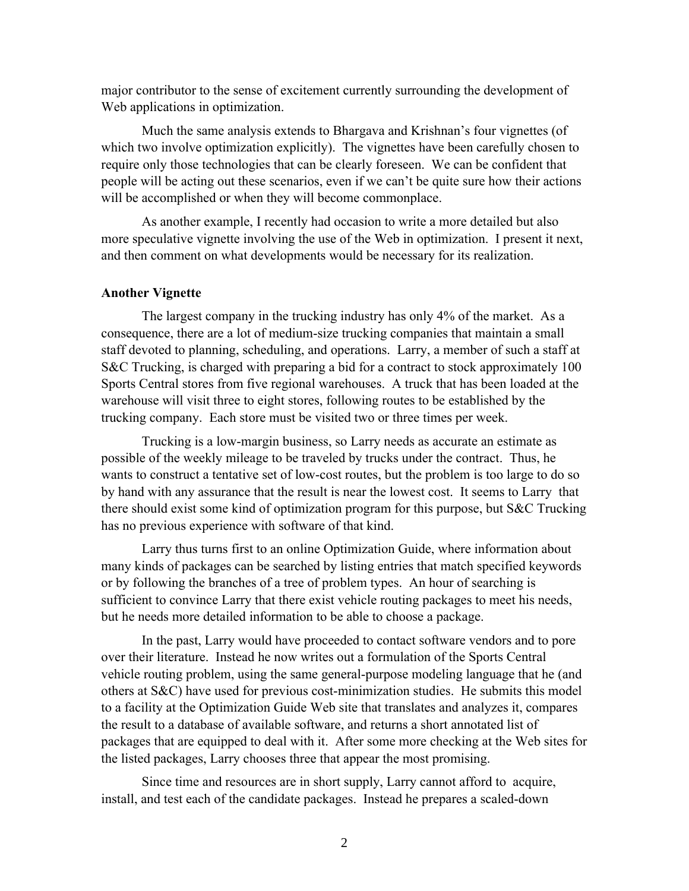major contributor to the sense of excitement currently surrounding the development of Web applications in optimization.

Much the same analysis extends to Bhargava and Krishnan's four vignettes (of which two involve optimization explicitly). The vignettes have been carefully chosen to require only those technologies that can be clearly foreseen. We can be confident that people will be acting out these scenarios, even if we can't be quite sure how their actions will be accomplished or when they will become commonplace.

As another example, I recently had occasion to write a more detailed but also more speculative vignette involving the use of the Web in optimization. I present it next, and then comment on what developments would be necessary for its realization.

**Another Vignette**

The largest company in the trucking industry has only 4% of the market. As a consequence, there are a lot of medium-size trucking companies that maintain a small staff devoted to planning, scheduling, and operations. Larry, a member of such a staff at S&C Trucking, is charged with preparing a bid for a contract to stock approximately 100 Sports Central stores from five regional warehouses. A truck that has been loaded at the warehouse will visit three to eight stores, following routes to be established by the trucking company. Each store must be visited two or three times per week.

Trucking is a low-margin business, so Larry needs as accurate an estimate as possible of the weekly mileage to be traveled by trucks under the contract. Thus, he wants to construct a tentative set of low-cost routes, but the problem is too large to do so by hand with any assurance that the result is near the lowest cost. It seems to Larry that there should exist some kind of optimization program for this purpose, but S&C Trucking has no previous experience with software of that kind.

Larry thus turns first to an online Optimization Guide, where information about many kinds of packages can be searched by listing entries that match specified keywords or by following the branches of a tree of problem types. An hour of searching is sufficient to convince Larry that there exist vehicle routing packages to meet his needs, but he needs more detailed information to be able to choose a package.

In the past, Larry would have proceeded to contact software vendors and to pore over their literature. Instead he now writes out a formulation of the Sports Central vehicle routing problem, using the same general-purpose modeling language that he (and others at S&C) have used for previous cost-minimization studies. He submits this model to a facility at the Optimization Guide Web site that translates and analyzes it, compares the result to a database of available software, and returns a short annotated list of packages that are equipped to deal with it. After some more checking at the Web sites for the listed packages, Larry chooses three that appear the most promising.

Since time and resources are in short supply, Larry cannot afford to acquire, install, and test each of the candidate packages. Instead he prepares a scaled-down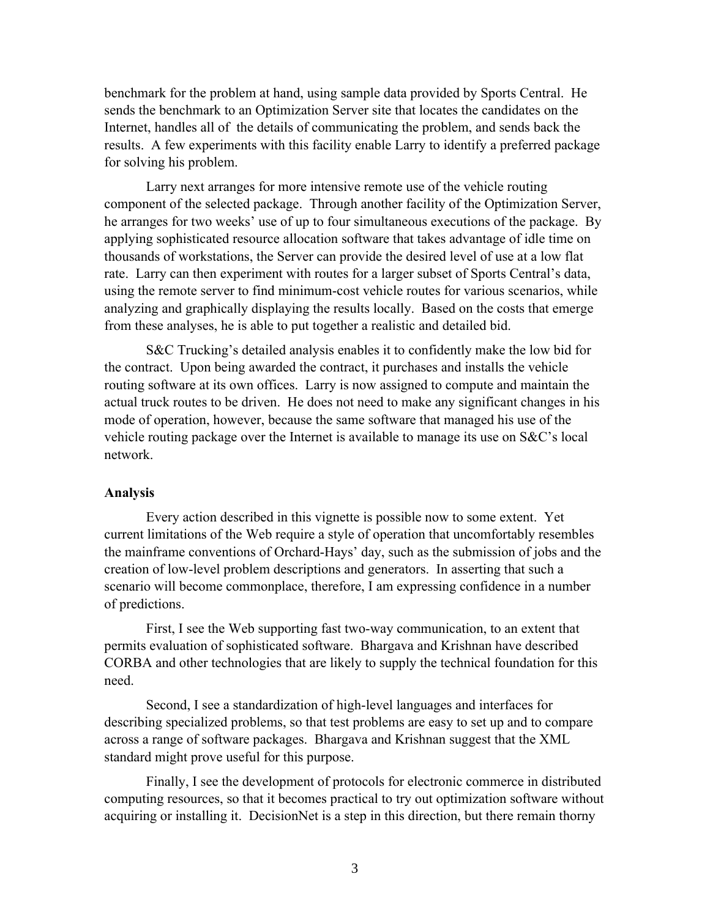benchmark for the problem at hand, using sample data provided by Sports Central. He sends the benchmark to an Optimization Server site that locates the candidates on the Internet, handles all of the details of communicating the problem, and sends back the results. A few experiments with this facility enable Larry to identify a preferred package for solving his problem.

Larry next arranges for more intensive remote use of the vehicle routing component of the selected package. Through another facility of the Optimization Server, he arranges for two weeks' use of up to four simultaneous executions of the package. By applying sophisticated resource allocation software that takes advantage of idle time on thousands of workstations, the Server can provide the desired level of use at a low flat rate. Larry can then experiment with routes for a larger subset of Sports Central's data, using the remote server to find minimum-cost vehicle routes for various scenarios, while analyzing and graphically displaying the results locally. Based on the costs that emerge from these analyses, he is able to put together a realistic and detailed bid.

S&C Trucking's detailed analysis enables it to confidently make the low bid for the contract. Upon being awarded the contract, it purchases and installs the vehicle routing software at its own offices. Larry is now assigned to compute and maintain the actual truck routes to be driven. He does not need to make any significant changes in his mode of operation, however, because the same software that managed his use of the vehicle routing package over the Internet is available to manage its use on S&C's local network.

**Analysis**

Every action described in this vignette is possible now to some extent. Yet current limitations of the Web require a style of operation that uncomfortably resembles the mainframe conventions of Orchard-Hays' day, such as the submission of jobs and the creation of low-level problem descriptions and generators. In asserting that such a scenario will become commonplace, therefore, I am expressing confidence in a number of predictions.

First, I see the Web supporting fast two-way communication, to an extent that permits evaluation of sophisticated software. Bhargava and Krishnan have described CORBA and other technologies that are likely to supply the technical foundation for this need.

Second, I see a standardization of high-level languages and interfaces for describing specialized problems, so that test problems are easy to set up and to compare across a range of software packages. Bhargava and Krishnan suggest that the XML standard might prove useful for this purpose.

Finally, I see the development of protocols for electronic commerce in distributed computing resources, so that it becomes practical to try out optimization software without acquiring or installing it. DecisionNet is a step in this direction, but there remain thorny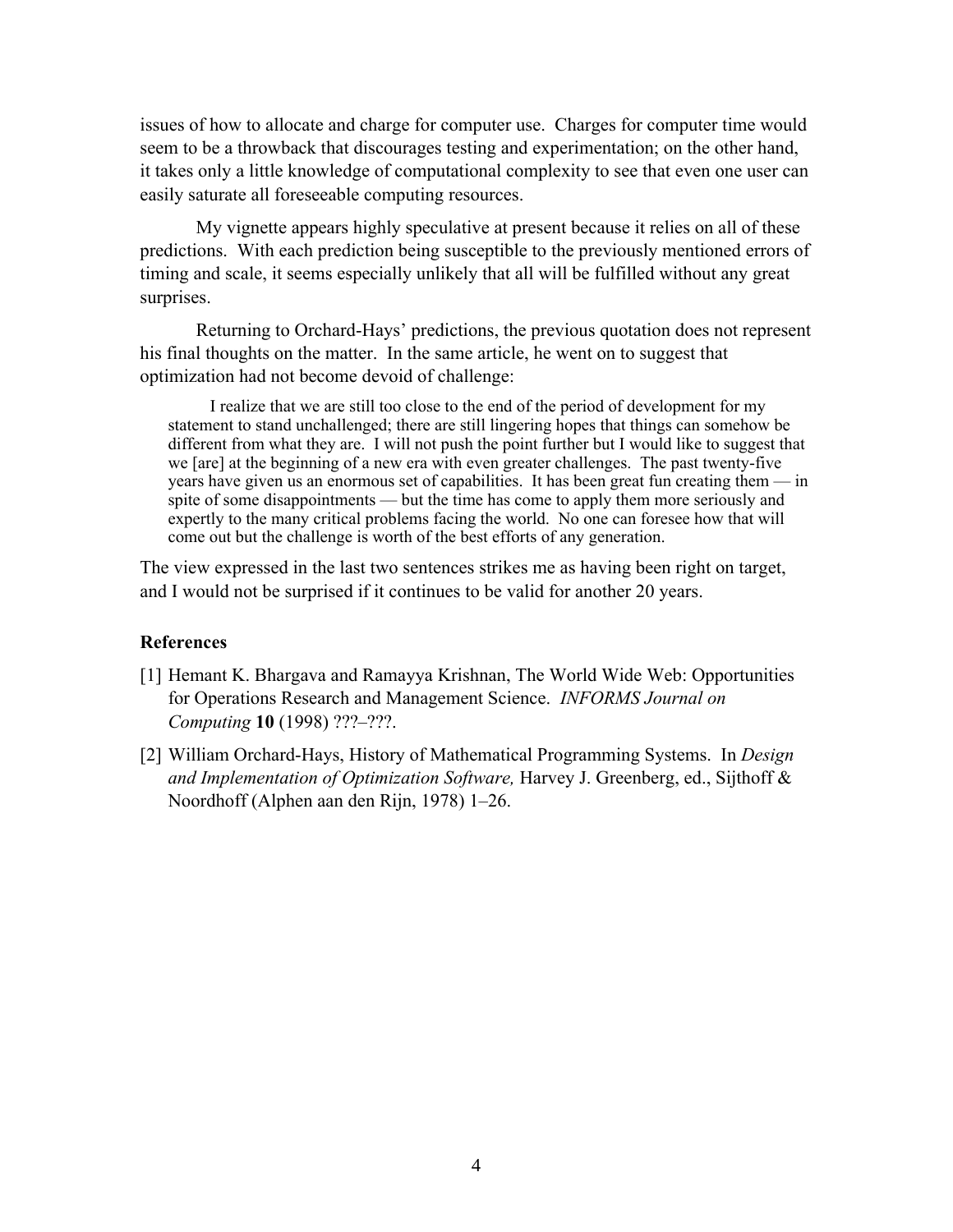issues of how to allocate and charge for computer use. Charges for computer time would seem to be a throwback that discourages testing and experimentation; on the other hand, it takes only a little knowledge of computational complexity to see that even one user can easily saturate all foreseeable computing resources.

My vignette appears highly speculative at present because it relies on all of these predictions. With each prediction being susceptible to the previously mentioned errors of timing and scale, it seems especially unlikely that all will be fulfilled without any great surprises.

Returning to Orchard-Hays' predictions, the previous quotation does not represent his final thoughts on the matter. In the same article, he went on to suggest that optimization had not become devoid of challenge:

> I realize that we are still too close to the end of the period of development for my statement to stand unchallenged; there are still lingering hopes that things can somehow be different from what they are. I will not push the point further but I would like to suggest that we [are] at the beginning of a new era with even greater challenges. The past twenty-five years have given us an enormous set of capabilities. It has been great fun creating them — in spite of some disappointments — but the time has come to apply them more seriously and expertly to the many critical problems facing the world. No one can foresee how that will come out but the challenge is worth of the best efforts of any generation.

The view expressed in the last two sentences strikes me as having been right on target, and I would not be surprised if it continues to be valid for another 20 years.

### References

[1] Hemant K. Bhargava and Ramayya Krishnan, The World Wide Web: Opportunities for Operations Research and Management Science. *INFORMS Journal on Computing* **10** (1998) ???–???.

[2] William Orchard-Hays, History of Mathematical Programming Systems. In *Design and Implementation of Optimization Software,* Harvey J. Greenberg, ed., Sijthoff & Noordhoff (Alphen aan den Rijn, 1978) 1–26.